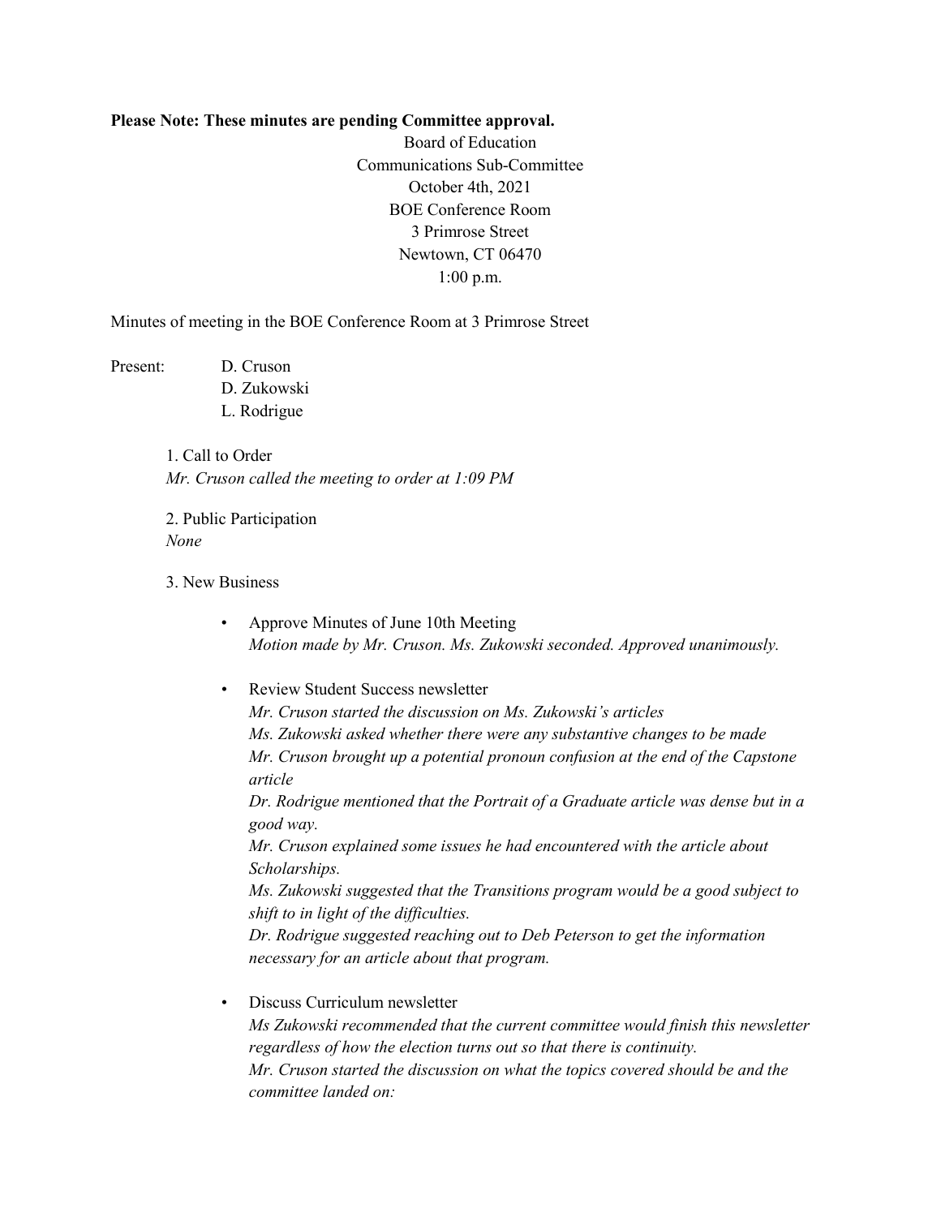**Please Note: These minutes are pending Committee approval.**

Board of Education
Communications Sub-Committee
October 4th, 2021
BOE Conference Room
3 Primrose Street
Newtown, CT 06470
1:00 p.m.

Minutes of meeting in the BOE Conference Room at 3 Primrose Street

Present: D. Cruson
D. Zukowski
L. Rodrigue

1. Call to Order
*Mr. Cruson called the meeting to order at 1:09 PM*

2. Public Participation
*None*

3. New Business

- Approve Minutes of June 10th Meeting
  *Motion made by Mr. Cruson. Ms. Zukowski seconded. Approved unanimously.*

- Review Student Success newsletter
  *Mr. Cruson started the discussion on Ms. Zukowski's articles*
  *Ms. Zukowski asked whether there were any substantive changes to be made*
  *Mr. Cruson brought up a potential pronoun confusion at the end of the Capstone article*
  *Dr. Rodrigue mentioned that the Portrait of a Graduate article was dense but in a good way.*
  *Mr. Cruson explained some issues he had encountered with the article about Scholarships.*
  *Ms. Zukowski suggested that the Transitions program would be a good subject to shift to in light of the difficulties.*
  *Dr. Rodrigue suggested reaching out to Deb Peterson to get the information necessary for an article about that program.*

- Discuss Curriculum newsletter
  *Ms Zukowski recommended that the current committee would finish this newsletter regardless of how the election turns out so that there is continuity.*
  *Mr. Cruson started the discussion on what the topics covered should be and the committee landed on:*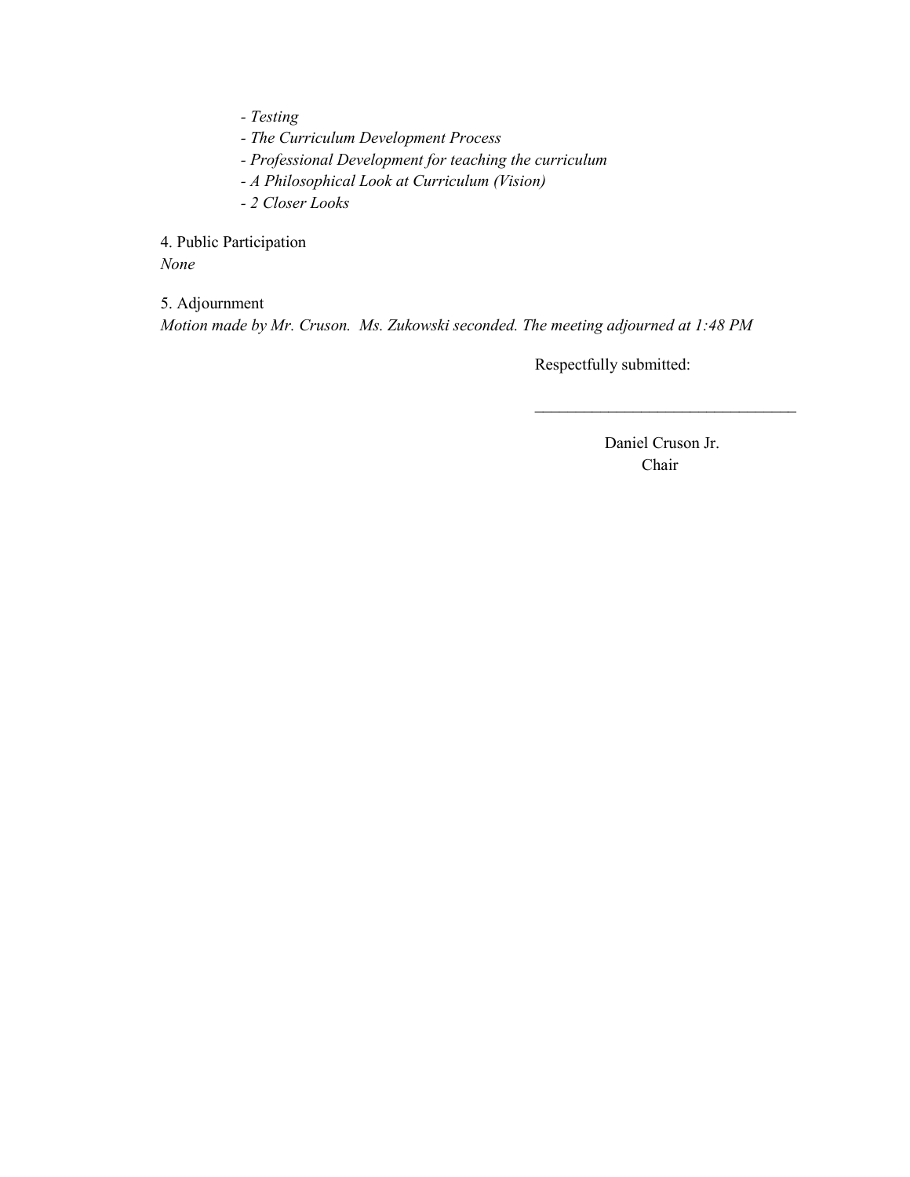- *Testing*
- *The Curriculum Development Process*
- *Professional Development for teaching the curriculum*
- *A Philosophical Look at Curriculum (Vision)*
- *2 Closer Looks*

4. Public Participation

*None*

5. Adjournment

*Motion made by Mr. Cruson. Ms. Zukowski seconded. The meeting adjourned at 1:48 PM*

Respectfully submitted:

\_\_\_\_\_\_\_\_\_\_\_\_\_\_\_\_\_\_\_\_\_\_\_\_\_\_\_\_\_\_\_\_

Daniel Cruson Jr.
Chair